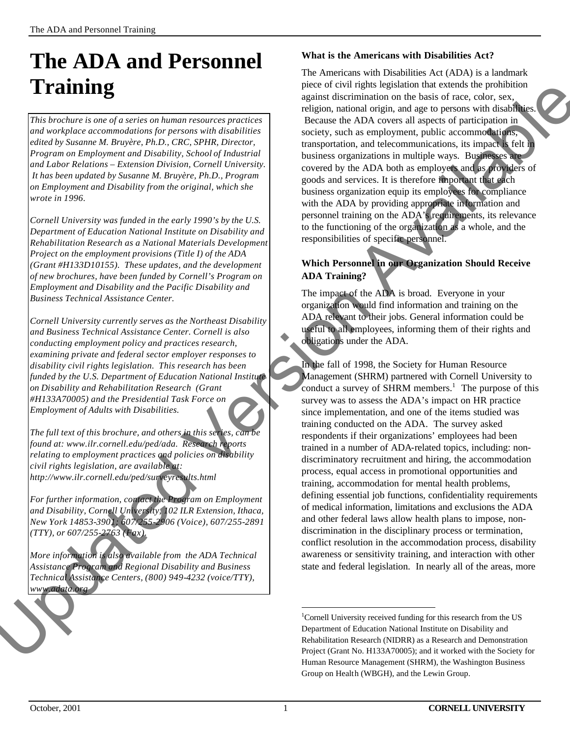# The ADA and Personnel Training

*This brochure is one of a series on human resources practices and workplace accommodations for persons with disabilities edited by Susanne M. Bruyère, Ph.D., CRC, SPHR, Director, Program on Employment and Disability, School of Industrial and Labor Relations – Extension Division, Cornell University. It has been updated by Susanne M. Bruyère, Ph.D., Program on Employment and Disability from the original, which she wrote in 1996.*

*Cornell University was funded in the early 1990's by the U.S. Department of Education National Institute on Disability and Rehabilitation Research as a National Materials Development Project on the employment provisions (Title I) of the ADA (Grant #H133D10155). These updates, and the development of new brochures, have been funded by Cornell's Program on Employment and Disability and the Pacific Disability and Business Technical Assistance Center.*

*Cornell University currently serves as the Northeast Disability and Business Technical Assistance Center. Cornell is also conducting employment policy and practices research, examining private and federal sector employer responses to disability civil rights legislation. This research has been funded by the U.S. Department of Education National Institute on Disability and Rehabilitation Research (Grant #H133A70005) and the Presidential Task Force on Employment of Adults with Disabilities.*

*The full text of this brochure, and others in this series, can be found at: www.ilr.cornell.edu/ped/ada. Research reports relating to employment practices and policies on disability civil rights legislation, are available at: http://www.ilr.cornell.edu/ped/surveyresults.html*

*For further information, contact the Program on Employment and Disability, Cornell University, 102 ILR Extension, Ithaca, New York 14853-3901; 607/255-2906 (Voice), 607/255-2891 (TTY), or 607/255-2763 (Fax).*

*More information is also available from the ADA Technical Assistance Program and Regional Disability and Business Technical Assistance Centers, (800) 949-4232 (voice/TTY), www.adata.org*

### What is the Americans with Disabilities Act?

The Americans with Disabilities Act (ADA) is a landmark piece of civil rights legislation that extends the prohibition against discrimination on the basis of race, color, sex, religion, national origin, and age to persons with disabilities. Because the ADA covers all aspects of participation in society, such as employment, public accommodations, transportation, and telecommunications, its impact is felt in business organizations in multiple ways. Businesses are covered by the ADA both as employers and as providers of goods and services. It is therefore important that each business organization equip its employees for compliance with the ADA by providing appropriate information and personnel training on the ADA's requirements, its relevance to the functioning of the organization as a whole, and the responsibilities of specific personnel.

### Which Personnel in our Organization Should Receive ADA Training?

The impact of the ADA is broad. Everyone in your organization would find information and training on the ADA relevant to their jobs. General information could be useful to all employees, informing them of their rights and obligations under the ADA.

In the fall of 1998, the Society for Human Resource Management (SHRM) partnered with Cornell University to conduct a survey of SHRM members.[1] The purpose of this survey was to assess the ADA's impact on HR practice since implementation, and one of the items studied was training conducted on the ADA. The survey asked respondents if their organizations' employees had been trained in a number of ADA-related topics, including: non-discriminatory recruitment and hiring, the accommodation process, equal access in promotional opportunities and training, accommodation for mental health problems, defining essential job functions, confidentiality requirements of medical information, limitations and exclusions the ADA and other federal laws allow health plans to impose, non-discrimination in the disciplinary process or termination, conflict resolution in the accommodation process, disability awareness or sensitivity training, and interaction with other state and federal legislation. In nearly all of the areas, more

---

[1] Cornell University received funding for this research from the US Department of Education National Institute on Disability and Rehabilitation Research (NIDRR) as a Research and Demonstration Project (Grant No. H133A70005); and it worked with the Society for Human Resource Management (SHRM), the Washington Business Group on Health (WBGH), and the Lewin Group.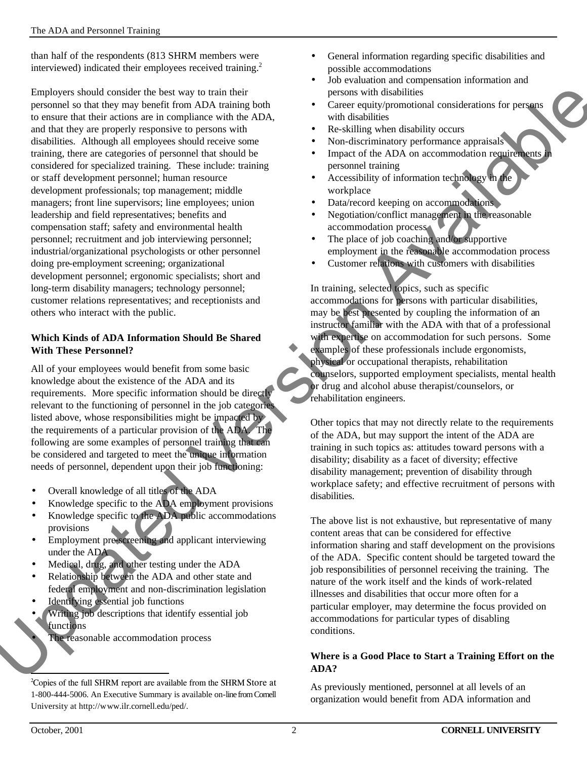than half of the respondents (813 SHRM members were interviewed) indicated their employees received training.[2]

Employers should consider the best way to train their personnel so that they may benefit from ADA training both to ensure that their actions are in compliance with the ADA, and that they are properly responsive to persons with disabilities. Although all employees should receive some training, there are categories of personnel that should be considered for specialized training. These include: training or staff development personnel; human resource development professionals; top management; middle managers; front line supervisors; line employees; union leadership and field representatives; benefits and compensation staff; safety and environmental health personnel; recruitment and job interviewing personnel; industrial/organizational psychologists or other personnel doing pre-employment screening; organizational development personnel; ergonomic specialists; short and long-term disability managers; technology personnel; customer relations representatives; and receptionists and others who interact with the public.

### Which Kinds of ADA Information Should Be Shared With These Personnel?

All of your employees would benefit from some basic knowledge about the existence of the ADA and its requirements. More specific information should be directly relevant to the functioning of personnel in the job categories listed above, whose responsibilities might be impacted by the requirements of a particular provision of the ADA. The following are some examples of personnel training that can be considered and targeted to meet the unique information needs of personnel, dependent upon their job functioning:

- Overall knowledge of all titles of the ADA
- Knowledge specific to the ADA employment provisions
- Knowledge specific to the ADA public accommodations provisions
- Employment pre-screening and applicant interviewing under the ADA
- Medical, drug, and other testing under the ADA
- Relationship between the ADA and other state and federal employment and non-discrimination legislation
- Identifying essential job functions
- Writing job descriptions that identify essential job functions
- The reasonable accommodation process
- General information regarding specific disabilities and possible accommodations
- Job evaluation and compensation information and persons with disabilities
- Career equity/promotional considerations for persons with disabilities
- Re-skilling when disability occurs
- Non-discriminatory performance appraisals
- Impact of the ADA on accommodation requirements in personnel training
- Accessibility of information technology in the workplace
- Data/record keeping on accommodations
- Negotiation/conflict management in the reasonable accommodation process
- The place of job coaching and/or supportive employment in the reasonable accommodation process
- Customer relations with customers with disabilities

In training, selected topics, such as specific accommodations for persons with particular disabilities, may be best presented by coupling the information of an instructor familiar with the ADA with that of a professional with expertise on accommodation for such persons. Some examples of these professionals include ergonomists, physical or occupational therapists, rehabilitation counselors, supported employment specialists, mental health or drug and alcohol abuse therapist/counselors, or rehabilitation engineers.

Other topics that may not directly relate to the requirements of the ADA, but may support the intent of the ADA are training in such topics as: attitudes toward persons with a disability; disability as a facet of diversity; effective disability management; prevention of disability through workplace safety; and effective recruitment of persons with disabilities.

The above list is not exhaustive, but representative of many content areas that can be considered for effective information sharing and staff development on the provisions of the ADA. Specific content should be targeted toward the job responsibilities of personnel receiving the training. The nature of the work itself and the kinds of work-related illnesses and disabilities that occur more often for a particular employer, may determine the focus provided on accommodations for particular types of disabling conditions.

### Where is a Good Place to Start a Training Effort on the ADA?

As previously mentioned, personnel at all levels of an organization would benefit from ADA information and

[2] Copies of the full SHRM report are available from the SHRM Store at 1-800-444-5006. An Executive Summary is available on-line from Cornell University at http://www.ilr.cornell.edu/ped/.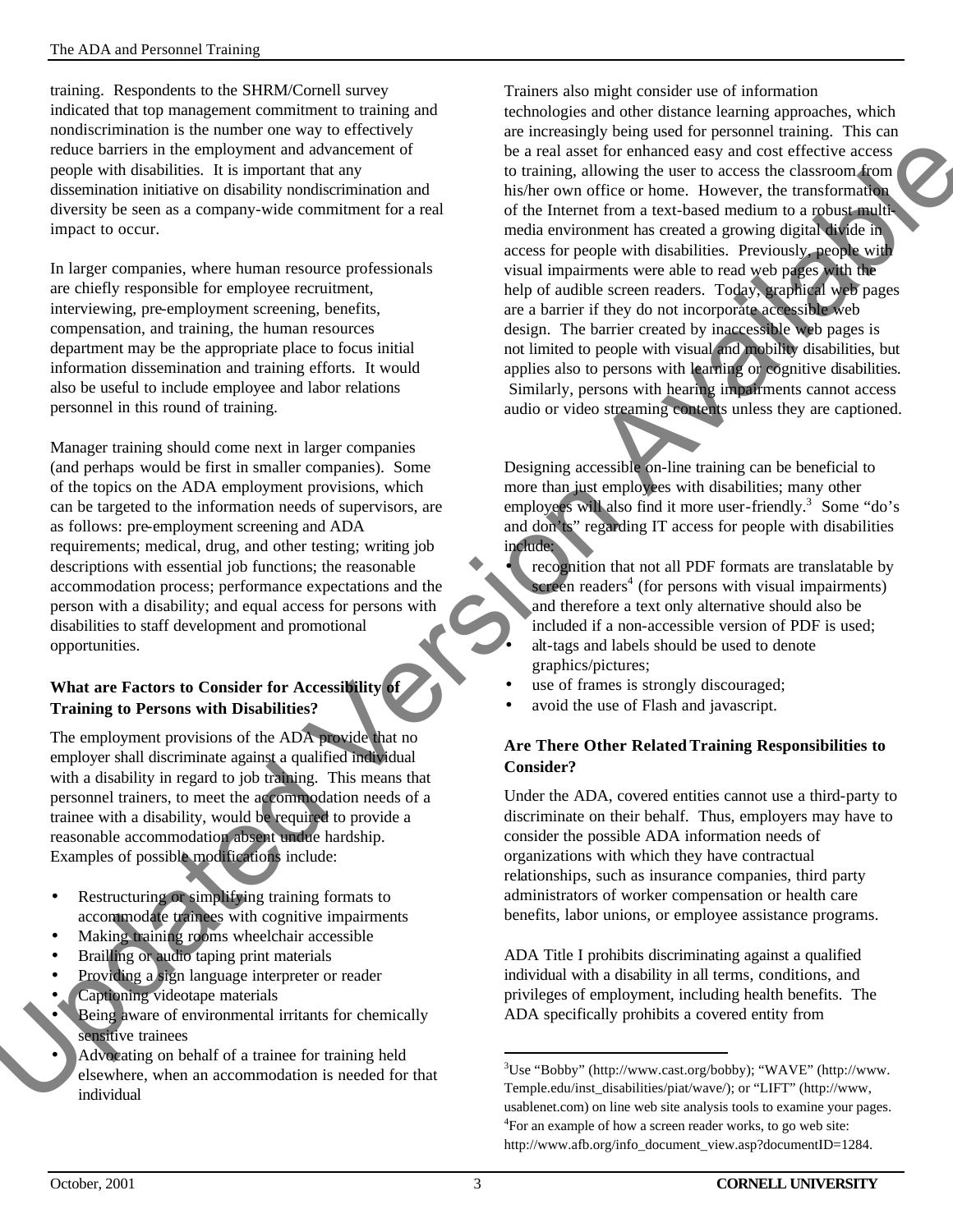training. Respondents to the SHRM/Cornell survey indicated that top management commitment to training and nondiscrimination is the number one way to effectively reduce barriers in the employment and advancement of people with disabilities. It is important that any dissemination initiative on disability nondiscrimination and diversity be seen as a company-wide commitment for a real impact to occur.

In larger companies, where human resource professionals are chiefly responsible for employee recruitment, interviewing, pre-employment screening, benefits, compensation, and training, the human resources department may be the appropriate place to focus initial information dissemination and training efforts. It would also be useful to include employee and labor relations personnel in this round of training.

Manager training should come next in larger companies (and perhaps would be first in smaller companies). Some of the topics on the ADA employment provisions, which can be targeted to the information needs of supervisors, are as follows: pre-employment screening and ADA requirements; medical, drug, and other testing; writing job descriptions with essential job functions; the reasonable accommodation process; performance expectations and the person with a disability; and equal access for persons with disabilities to staff development and promotional opportunities.

### What are Factors to Consider for Accessibility of Training to Persons with Disabilities?

The employment provisions of the ADA provide that no employer shall discriminate against a qualified individual with a disability in regard to job training. This means that personnel trainers, to meet the accommodation needs of a trainee with a disability, would be required to provide a reasonable accommodation absent undue hardship. Examples of possible modifications include:

- Restructuring or simplifying training formats to accommodate trainees with cognitive impairments
- Making training rooms wheelchair accessible
- Brailling or audio taping print materials
- Providing a sign language interpreter or reader
- Captioning videotape materials
- Being aware of environmental irritants for chemically sensitive trainees
- Advocating on behalf of a trainee for training held elsewhere, when an accommodation is needed for that individual

Trainers also might consider use of information technologies and other distance learning approaches, which are increasingly being used for personnel training. This can be a real asset for enhanced easy and cost effective access to training, allowing the user to access the classroom from his/her own office or home. However, the transformation of the Internet from a text-based medium to a robust multi-media environment has created a growing digital divide in access for people with disabilities. Previously, people with visual impairments were able to read web pages with the help of audible screen readers. Today, graphical web pages are a barrier if they do not incorporate accessible web design. The barrier created by inaccessible web pages is not limited to people with visual and mobility disabilities, but applies also to persons with learning or cognitive disabilities. Similarly, persons with hearing impairments cannot access audio or video streaming contents unless they are captioned.

Designing accessible on-line training can be beneficial to more than just employees with disabilities; many other employees will also find it more user-friendly.[3] Some "do's and don'ts" regarding IT access for people with disabilities include:

- recognition that not all PDF formats are translatable by screen readers[4] (for persons with visual impairments) and therefore a text only alternative should also be included if a non-accessible version of PDF is used;
- alt-tags and labels should be used to denote graphics/pictures;
- use of frames is strongly discouraged;
- avoid the use of Flash and javascript.

### Are There Other Related Training Responsibilities to Consider?

Under the ADA, covered entities cannot use a third-party to discriminate on their behalf. Thus, employers may have to consider the possible ADA information needs of organizations with which they have contractual relationships, such as insurance companies, third party administrators of worker compensation or health care benefits, labor unions, or employee assistance programs.

ADA Title I prohibits discriminating against a qualified individual with a disability in all terms, conditions, and privileges of employment, including health benefits. The ADA specifically prohibits a covered entity from

---

[3] Use "Bobby" (http://www.cast.org/bobby); "WAVE" (http://www. Temple.edu/inst_disabilities/piat/wave/); or "LIFT" (http://www, usablenet.com) on line web site analysis tools to examine your pages.

[4] For an example of how a screen reader works, to go web site: http://www.afb.org/info_document_view.asp?documentID=1284.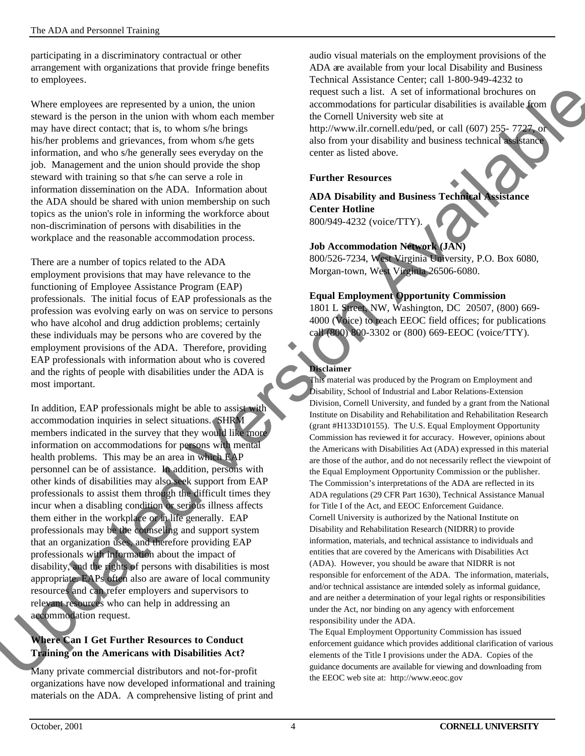participating in a discriminatory contractual or other arrangement with organizations that provide fringe benefits to employees.

Where employees are represented by a union, the union steward is the person in the union with whom each member may have direct contact; that is, to whom s/he brings his/her problems and grievances, from whom s/he gets information, and who s/he generally sees everyday on the job. Management and the union should provide the shop steward with training so that s/he can serve a role in information dissemination on the ADA. Information about the ADA should be shared with union membership on such topics as the union's role in informing the workforce about non-discrimination of persons with disabilities in the workplace and the reasonable accommodation process.

There are a number of topics related to the ADA employment provisions that may have relevance to the functioning of Employee Assistance Program (EAP) professionals. The initial focus of EAP professionals as the profession was evolving early on was on service to persons who have alcohol and drug addiction problems; certainly these individuals may be persons who are covered by the employment provisions of the ADA. Therefore, providing EAP professionals with information about who is covered and the rights of people with disabilities under the ADA is most important.

In addition, EAP professionals might be able to assist with accommodation inquiries in select situations. SHRM members indicated in the survey that they would like more information on accommodations for persons with mental health problems. This may be an area in which EAP personnel can be of assistance. In addition, persons with other kinds of disabilities may also seek support from EAP professionals to assist them through the difficult times they incur when a disabling condition or serious illness affects them either in the workplace or in life generally. EAP professionals may be the counseling and support system that an organization uses, and therefore providing EAP professionals with information about the impact of disability, and the rights of persons with disabilities is most appropriate. EAPs often also are aware of local community resources and can refer employers and supervisors to relevant resources who can help in addressing an accommodation request.

## Where Can I Get Further Resources to Conduct Training on the Americans with Disabilities Act?

Many private commercial distributors and not-for-profit organizations have now developed informational and training materials on the ADA. A comprehensive listing of print and audio visual materials on the employment provisions of the ADA are available from your local Disability and Business Technical Assistance Center; call 1-800-949-4232 to request such a list. A set of informational brochures on accommodations for particular disabilities is available from the Cornell University web site at http://www.ilr.cornell.edu/ped, or call (607) 255- 7727, or also from your disability and business technical assistance center as listed above.

### Further Resources

**ADA Disability and Business Technical Assistance Center Hotline**
800/949-4232 (voice/TTY).

**Job Accommodation Network (JAN)**
800/526-7234, West Virginia University, P.O. Box 6080, Morgan-town, West Virginia 26506-6080.

**Equal Employment Opportunity Commission**
1801 L Street, NW, Washington, DC 20507, (800) 669-4000 (Voice) to reach EEOC field offices; for publications call (800) 800-3302 or (800) 669-EEOC (voice/TTY).

**Disclaimer**

This material was produced by the Program on Employment and Disability, School of Industrial and Labor Relations-Extension Division, Cornell University, and funded by a grant from the National Institute on Disability and Rehabilitation and Rehabilitation Research (grant #H133D10155). The U.S. Equal Employment Opportunity Commission has reviewed it for accuracy. However, opinions about the Americans with Disabilities Act (ADA) expressed in this material are those of the author, and do not necessarily reflect the viewpoint of the Equal Employment Opportunity Commission or the publisher. The Commission's interpretations of the ADA are reflected in its ADA regulations (29 CFR Part 1630), Technical Assistance Manual for Title I of the Act, and EEOC Enforcement Guidance.

Cornell University is authorized by the National Institute on Disability and Rehabilitation Research (NIDRR) to provide information, materials, and technical assistance to individuals and entities that are covered by the Americans with Disabilities Act (ADA). However, you should be aware that NIDRR is not responsible for enforcement of the ADA. The information, materials, and/or technical assistance are intended solely as informal guidance, and are neither a determination of your legal rights or responsibilities under the Act, nor binding on any agency with enforcement responsibility under the ADA.

The Equal Employment Opportunity Commission has issued enforcement guidance which provides additional clarification of various elements of the Title I provisions under the ADA. Copies of the guidance documents are available for viewing and downloading from the EEOC web site at: http://www.eeoc.gov